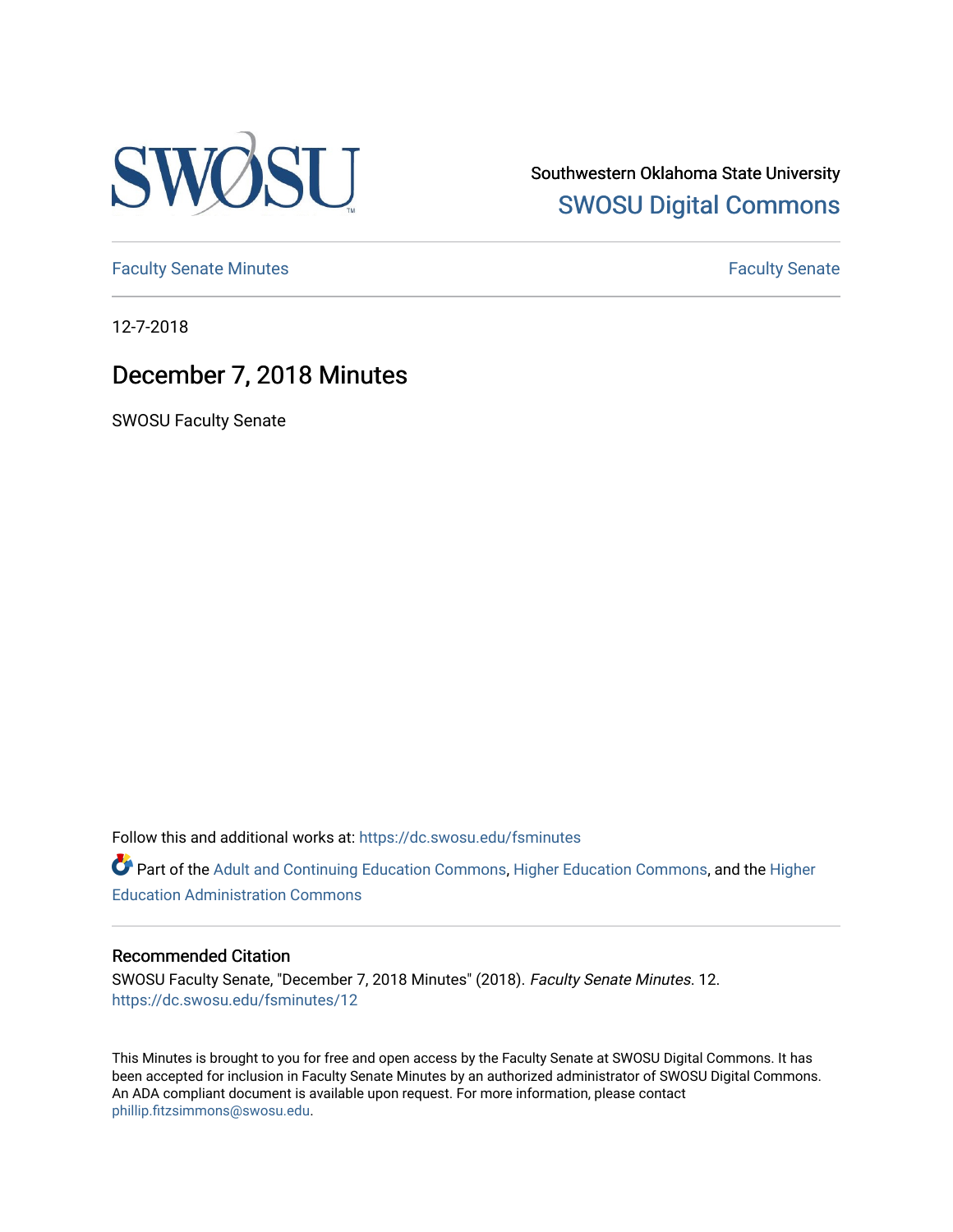Southwestern Oklahoma State University
SWOSU Digital Commons

Faculty Senate Minutes | Faculty Senate

12-7-2018

# December 7, 2018 Minutes

SWOSU Faculty Senate

Follow this and additional works at: https://dc.swosu.edu/fsminutes

Part of the Adult and Continuing Education Commons, Higher Education Commons, and the Higher Education Administration Commons

### Recommended Citation

SWOSU Faculty Senate, "December 7, 2018 Minutes" (2018). *Faculty Senate Minutes*. 12.
https://dc.swosu.edu/fsminutes/12

This Minutes is brought to you for free and open access by the Faculty Senate at SWOSU Digital Commons. It has been accepted for inclusion in Faculty Senate Minutes by an authorized administrator of SWOSU Digital Commons. An ADA compliant document is available upon request. For more information, please contact phillip.fitzsimmons@swosu.edu.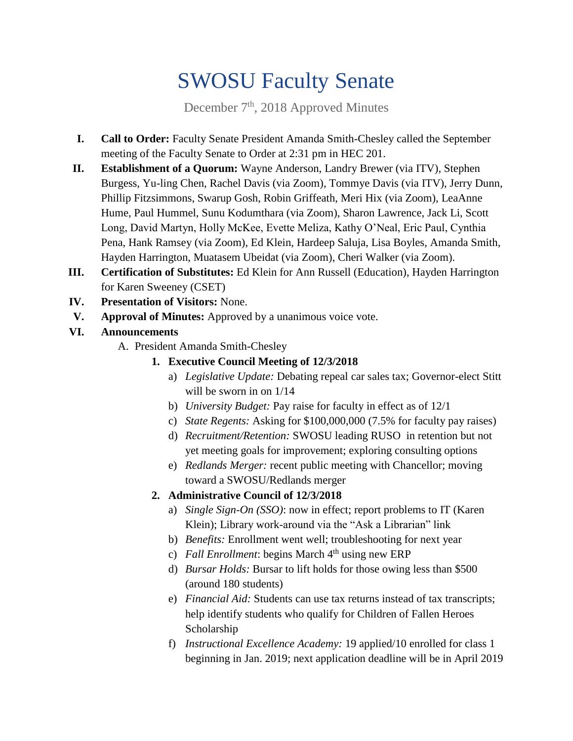# SWOSU Faculty Senate

December 7th, 2018 Approved Minutes

I. **Call to Order:** Faculty Senate President Amanda Smith-Chesley called the September meeting of the Faculty Senate to Order at 2:31 pm in HEC 201.

II. **Establishment of a Quorum:** Wayne Anderson, Landry Brewer (via ITV), Stephen Burgess, Yu-ling Chen, Rachel Davis (via Zoom), Tommye Davis (via ITV), Jerry Dunn, Phillip Fitzsimmons, Swarup Gosh, Robin Griffeath, Meri Hix (via Zoom), LeaAnne Hume, Paul Hummel, Sunu Kodumthara (via Zoom), Sharon Lawrence, Jack Li, Scott Long, David Martyn, Holly McKee, Evette Meliza, Kathy O'Neal, Eric Paul, Cynthia Pena, Hank Ramsey (via Zoom), Ed Klein, Hardeep Saluja, Lisa Boyles, Amanda Smith, Hayden Harrington, Muatasem Ubeidat (via Zoom), Cheri Walker (via Zoom).

III. **Certification of Substitutes:** Ed Klein for Ann Russell (Education), Hayden Harrington for Karen Sweeney (CSET)

IV. **Presentation of Visitors:** None.

V. **Approval of Minutes:** Approved by a unanimous voice vote.

VI. **Announcements**

A. President Amanda Smith-Chesley

1. **Executive Council Meeting of 12/3/2018**
   a) *Legislative Update:* Debating repeal car sales tax; Governor-elect Stitt will be sworn in on 1/14
   b) *University Budget:* Pay raise for faculty in effect as of 12/1
   c) *State Regents:* Asking for $100,000,000 (7.5% for faculty pay raises)
   d) *Recruitment/Retention:* SWOSU leading RUSO in retention but not yet meeting goals for improvement; exploring consulting options
   e) *Redlands Merger:* recent public meeting with Chancellor; moving toward a SWOSU/Redlands merger

2. **Administrative Council of 12/3/2018**
   a) *Single Sign-On (SSO)*: now in effect; report problems to IT (Karen Klein); Library work-around via the "Ask a Librarian" link
   b) *Benefits:* Enrollment went well; troubleshooting for next year
   c) *Fall Enrollment*: begins March 4th using new ERP
   d) *Bursar Holds:* Bursar to lift holds for those owing less than $500 (around 180 students)
   e) *Financial Aid:* Students can use tax returns instead of tax transcripts; help identify students who qualify for Children of Fallen Heroes Scholarship
   f) *Instructional Excellence Academy:* 19 applied/10 enrolled for class 1 beginning in Jan. 2019; next application deadline will be in April 2019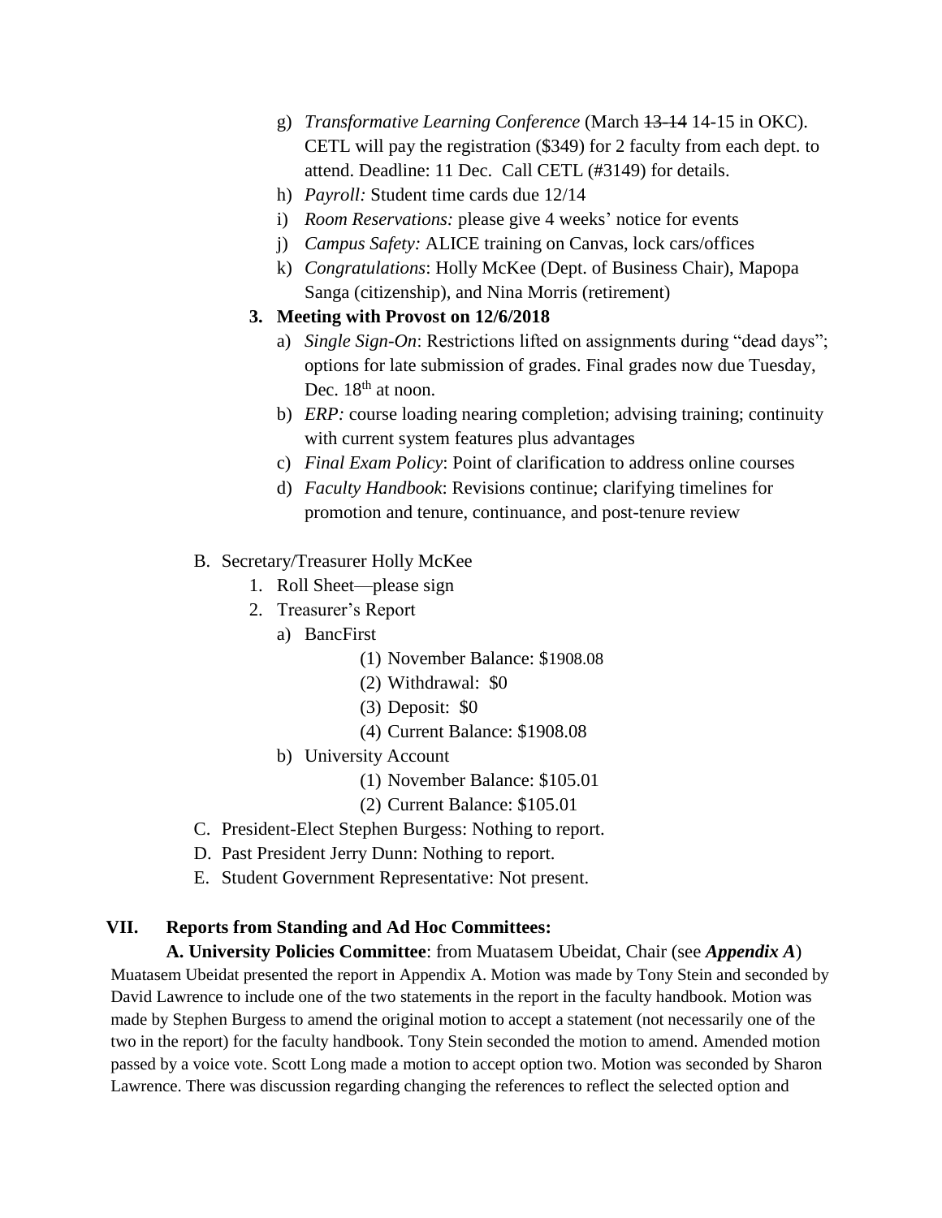g) *Transformative Learning Conference* (March ~~13-14~~ 14-15 in OKC). CETL will pay the registration ($349) for 2 faculty from each dept. to attend. Deadline: 11 Dec. Call CETL (#3149) for details.

h) *Payroll:* Student time cards due 12/14

i) *Room Reservations:* please give 4 weeks' notice for events

j) *Campus Safety:* ALICE training on Canvas, lock cars/offices

k) *Congratulations*: Holly McKee (Dept. of Business Chair), Mapopa Sanga (citizenship), and Nina Morris (retirement)

**3. Meeting with Provost on 12/6/2018**

a) *Single Sign-On*: Restrictions lifted on assignments during "dead days"; options for late submission of grades. Final grades now due Tuesday, Dec. 18th at noon.

b) *ERP:* course loading nearing completion; advising training; continuity with current system features plus advantages

c) *Final Exam Policy*: Point of clarification to address online courses

d) *Faculty Handbook*: Revisions continue; clarifying timelines for promotion and tenure, continuance, and post-tenure review

B. Secretary/Treasurer Holly McKee

1. Roll Sheet—please sign
2. Treasurer's Report
    a) BancFirst
        (1) November Balance: $1908.08
        (2) Withdrawal: $0
        (3) Deposit: $0
        (4) Current Balance: $1908.08
    b) University Account
        (1) November Balance: $105.01
        (2) Current Balance: $105.01

C. President-Elect Stephen Burgess: Nothing to report.

D. Past President Jerry Dunn: Nothing to report.

E. Student Government Representative: Not present.

## VII. Reports from Standing and Ad Hoc Committees:

**A. University Policies Committee**: from Muatasem Ubeidat, Chair (see ***Appendix A***)

Muatasem Ubeidat presented the report in Appendix A. Motion was made by Tony Stein and seconded by David Lawrence to include one of the two statements in the report in the faculty handbook. Motion was made by Stephen Burgess to amend the original motion to accept a statement (not necessarily one of the two in the report) for the faculty handbook. Tony Stein seconded the motion to amend. Amended motion passed by a voice vote. Scott Long made a motion to accept option two. Motion was seconded by Sharon Lawrence. There was discussion regarding changing the references to reflect the selected option and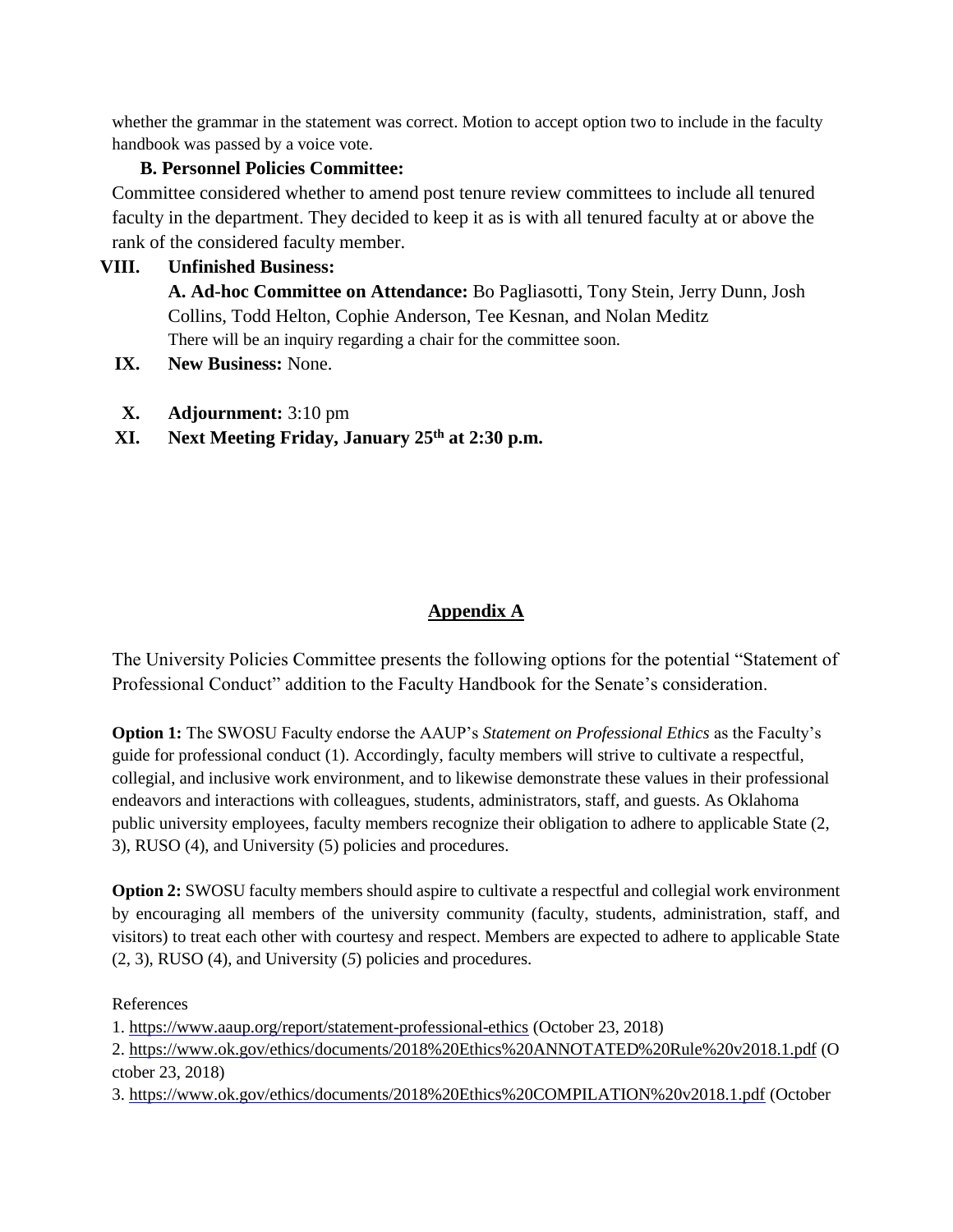whether the grammar in the statement was correct. Motion to accept option two to include in the faculty handbook was passed by a voice vote.

**B. Personnel Policies Committee:**

Committee considered whether to amend post tenure review committees to include all tenured faculty in the department. They decided to keep it as is with all tenured faculty at or above the rank of the considered faculty member.

**VIII. Unfinished Business:**

**A. Ad-hoc Committee on Attendance:** Bo Pagliasotti, Tony Stein, Jerry Dunn, Josh Collins, Todd Helton, Cophie Anderson, Tee Kesnan, and Nolan Meditz

There will be an inquiry regarding a chair for the committee soon.

**IX. New Business:** None.

**X. Adjournment:** 3:10 pm

**XI. Next Meeting Friday, January 25th at 2:30 p.m.**

## Appendix A

The University Policies Committee presents the following options for the potential "Statement of Professional Conduct" addition to the Faculty Handbook for the Senate's consideration.

**Option 1:** The SWOSU Faculty endorse the AAUP's *Statement on Professional Ethics* as the Faculty's guide for professional conduct (1). Accordingly, faculty members will strive to cultivate a respectful, collegial, and inclusive work environment, and to likewise demonstrate these values in their professional endeavors and interactions with colleagues, students, administrators, staff, and guests. As Oklahoma public university employees, faculty members recognize their obligation to adhere to applicable State (2, 3), RUSO (4), and University (5) policies and procedures.

**Option 2:** SWOSU faculty members should aspire to cultivate a respectful and collegial work environment by encouraging all members of the university community (faculty, students, administration, staff, and visitors) to treat each other with courtesy and respect. Members are expected to adhere to applicable State (2, 3), RUSO (4), and University (*5*) policies and procedures.

References

1. https://www.aaup.org/report/statement-professional-ethics (October 23, 2018)
2. https://www.ok.gov/ethics/documents/2018%20Ethics%20ANNOTATED%20Rule%20v2018.1.pdf (October 23, 2018)
3. https://www.ok.gov/ethics/documents/2018%20Ethics%20COMPILATION%20v2018.1.pdf (October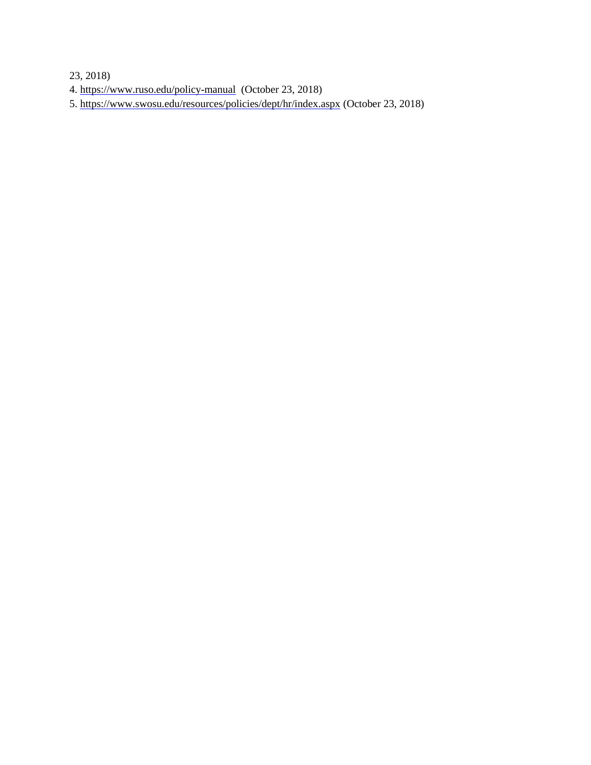23, 2018)

4. https://www.ruso.edu/policy-manual (October 23, 2018)
5. https://www.swosu.edu/resources/policies/dept/hr/index.aspx (October 23, 2018)